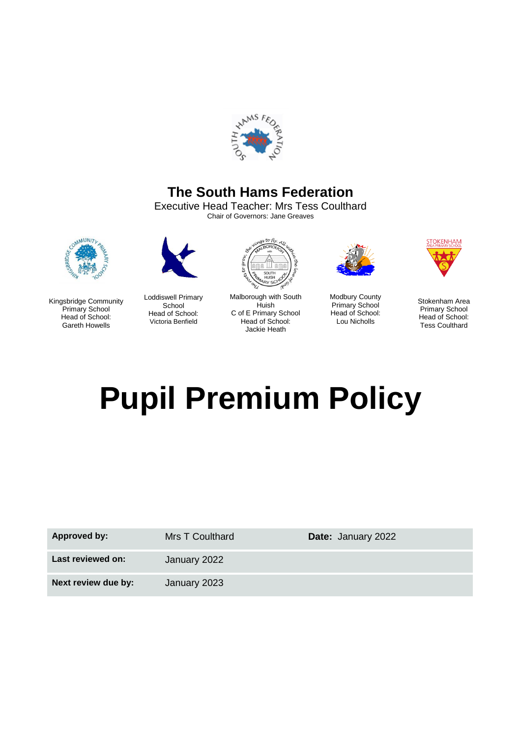# The South Hams Federation

Executive Head Teacher: Mrs Tess Coulthard

Chair of Governors: Jane Greaves

Kingsbridge Community Primary School
Head of School:
Gareth Howells

Loddiswell Primary School
Head of School:
Victoria Benfield

Malborough with South Huish
C of E Primary School
Head of School:
Jackie Heath

Modbury County Primary School
Head of School:
Lou Nicholls

Stokenham Area Primary School
Head of School:
Tess Coulthard

# Pupil Premium Policy

| **Approved by:** | Mrs T Coulthard | **Date:** January 2022 |
| --- | --- | --- |
| **Last reviewed on:** | January 2022 | |
| **Next review due by:** | January 2023 | |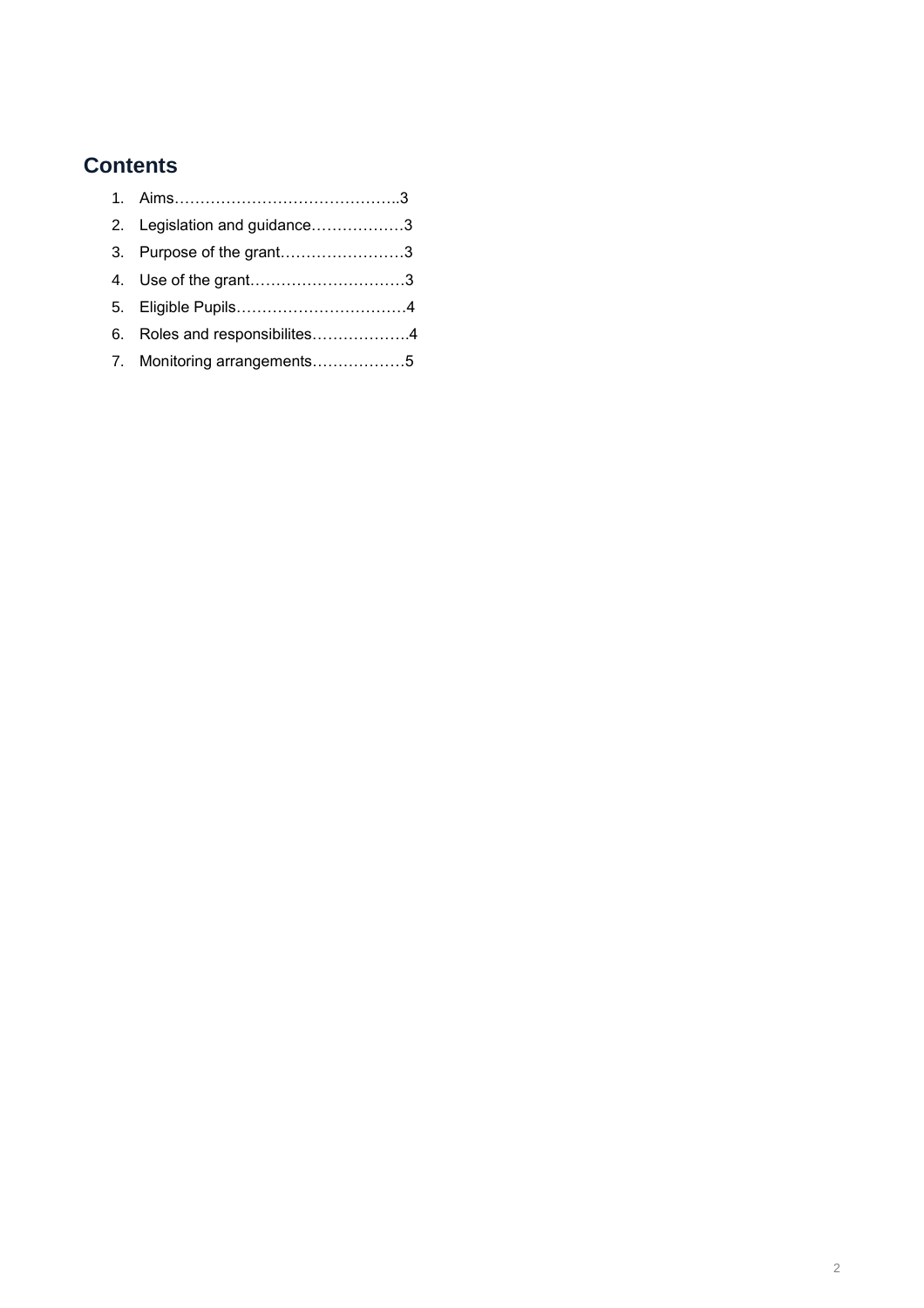## Contents

1. Aims……………………………………..3
2. Legislation and guidance………………3
3. Purpose of the grant……………………3
4. Use of the grant…………………………3
5. Eligible Pupils……………………………4
6. Roles and responsibilites……………….4
7. Monitoring arrangements………………5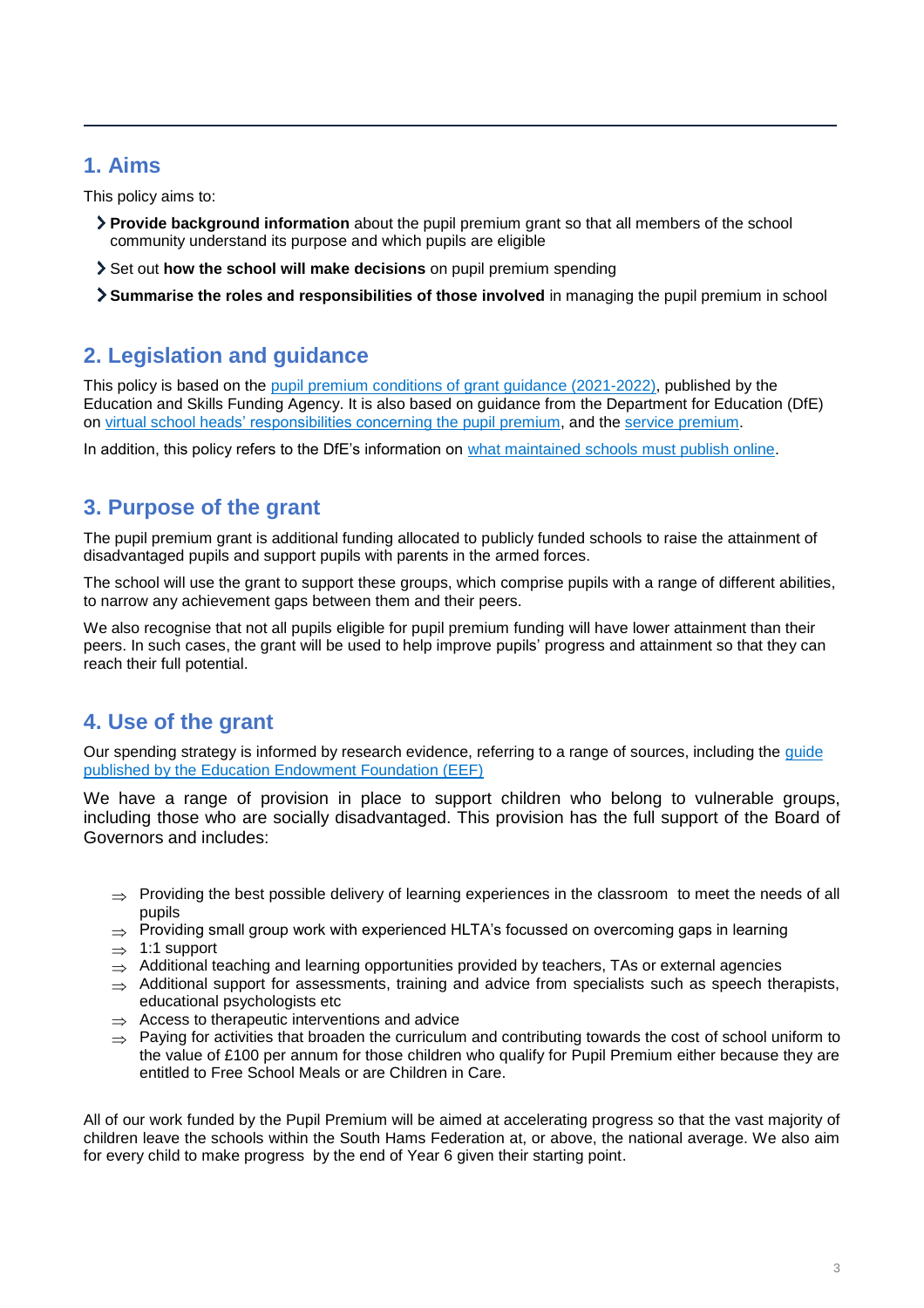## 1. Aims

This policy aims to:

- **Provide background information** about the pupil premium grant so that all members of the school community understand its purpose and which pupils are eligible
- Set out **how the school will make decisions** on pupil premium spending
- **Summarise the roles and responsibilities of those involved** in managing the pupil premium in school

## 2. Legislation and guidance

This policy is based on the pupil premium conditions of grant guidance (2021-2022), published by the Education and Skills Funding Agency. It is also based on guidance from the Department for Education (DfE) on virtual school heads' responsibilities concerning the pupil premium, and the service premium.

In addition, this policy refers to the DfE's information on what maintained schools must publish online.

## 3. Purpose of the grant

The pupil premium grant is additional funding allocated to publicly funded schools to raise the attainment of disadvantaged pupils and support pupils with parents in the armed forces.

The school will use the grant to support these groups, which comprise pupils with a range of different abilities, to narrow any achievement gaps between them and their peers.

We also recognise that not all pupils eligible for pupil premium funding will have lower attainment than their peers. In such cases, the grant will be used to help improve pupils' progress and attainment so that they can reach their full potential.

## 4. Use of the grant

Our spending strategy is informed by research evidence, referring to a range of sources, including the guide published by the Education Endowment Foundation (EEF)

We have a range of provision in place to support children who belong to vulnerable groups, including those who are socially disadvantaged. This provision has the full support of the Board of Governors and includes:

- ⇒ Providing the best possible delivery of learning experiences in the classroom to meet the needs of all pupils
- ⇒ Providing small group work with experienced HLTA's focussed on overcoming gaps in learning
- ⇒ 1:1 support
- ⇒ Additional teaching and learning opportunities provided by teachers, TAs or external agencies
- ⇒ Additional support for assessments, training and advice from specialists such as speech therapists, educational psychologists etc
- ⇒ Access to therapeutic interventions and advice
- ⇒ Paying for activities that broaden the curriculum and contributing towards the cost of school uniform to the value of £100 per annum for those children who qualify for Pupil Premium either because they are entitled to Free School Meals or are Children in Care.

All of our work funded by the Pupil Premium will be aimed at accelerating progress so that the vast majority of children leave the schools within the South Hams Federation at, or above, the national average. We also aim for every child to make progress by the end of Year 6 given their starting point.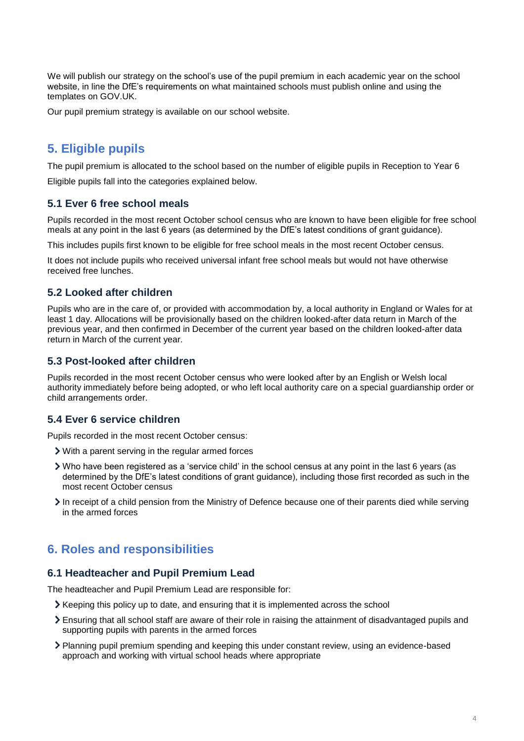We will publish our strategy on the school's use of the pupil premium in each academic year on the school website, in line the DfE's requirements on what maintained schools must publish online and using the templates on GOV.UK.

Our pupil premium strategy is available on our school website.

## 5. Eligible pupils

The pupil premium is allocated to the school based on the number of eligible pupils in Reception to Year 6

Eligible pupils fall into the categories explained below.

### 5.1 Ever 6 free school meals

Pupils recorded in the most recent October school census who are known to have been eligible for free school meals at any point in the last 6 years (as determined by the DfE's latest conditions of grant guidance).

This includes pupils first known to be eligible for free school meals in the most recent October census.

It does not include pupils who received universal infant free school meals but would not have otherwise received free lunches.

### 5.2 Looked after children

Pupils who are in the care of, or provided with accommodation by, a local authority in England or Wales for at least 1 day. Allocations will be provisionally based on the children looked-after data return in March of the previous year, and then confirmed in December of the current year based on the children looked-after data return in March of the current year.

### 5.3 Post-looked after children

Pupils recorded in the most recent October census who were looked after by an English or Welsh local authority immediately before being adopted, or who left local authority care on a special guardianship order or child arrangements order.

### 5.4 Ever 6 service children

Pupils recorded in the most recent October census:

- With a parent serving in the regular armed forces
- Who have been registered as a 'service child' in the school census at any point in the last 6 years (as determined by the DfE's latest conditions of grant guidance), including those first recorded as such in the most recent October census
- In receipt of a child pension from the Ministry of Defence because one of their parents died while serving in the armed forces

## 6. Roles and responsibilities

### 6.1 Headteacher and Pupil Premium Lead

The headteacher and Pupil Premium Lead are responsible for:

- Keeping this policy up to date, and ensuring that it is implemented across the school
- Ensuring that all school staff are aware of their role in raising the attainment of disadvantaged pupils and supporting pupils with parents in the armed forces
- Planning pupil premium spending and keeping this under constant review, using an evidence-based approach and working with virtual school heads where appropriate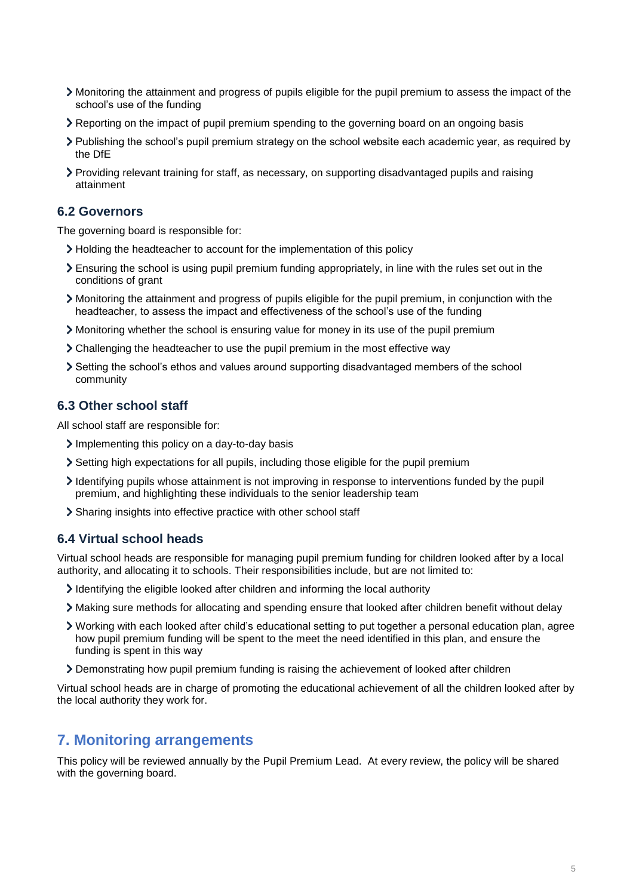- Monitoring the attainment and progress of pupils eligible for the pupil premium to assess the impact of the school's use of the funding
- Reporting on the impact of pupil premium spending to the governing board on an ongoing basis
- Publishing the school's pupil premium strategy on the school website each academic year, as required by the DfE
- Providing relevant training for staff, as necessary, on supporting disadvantaged pupils and raising attainment

### 6.2 Governors

The governing board is responsible for:

- Holding the headteacher to account for the implementation of this policy
- Ensuring the school is using pupil premium funding appropriately, in line with the rules set out in the conditions of grant
- Monitoring the attainment and progress of pupils eligible for the pupil premium, in conjunction with the headteacher, to assess the impact and effectiveness of the school's use of the funding
- Monitoring whether the school is ensuring value for money in its use of the pupil premium
- Challenging the headteacher to use the pupil premium in the most effective way
- Setting the school's ethos and values around supporting disadvantaged members of the school community

### 6.3 Other school staff

All school staff are responsible for:

- Implementing this policy on a day-to-day basis
- Setting high expectations for all pupils, including those eligible for the pupil premium
- Identifying pupils whose attainment is not improving in response to interventions funded by the pupil premium, and highlighting these individuals to the senior leadership team
- Sharing insights into effective practice with other school staff

### 6.4 Virtual school heads

Virtual school heads are responsible for managing pupil premium funding for children looked after by a local authority, and allocating it to schools. Their responsibilities include, but are not limited to:

- Identifying the eligible looked after children and informing the local authority
- Making sure methods for allocating and spending ensure that looked after children benefit without delay
- Working with each looked after child's educational setting to put together a personal education plan, agree how pupil premium funding will be spent to the meet the need identified in this plan, and ensure the funding is spent in this way
- Demonstrating how pupil premium funding is raising the achievement of looked after children

Virtual school heads are in charge of promoting the educational achievement of all the children looked after by the local authority they work for.

## 7. Monitoring arrangements

This policy will be reviewed annually by the Pupil Premium Lead. At every review, the policy will be shared with the governing board.